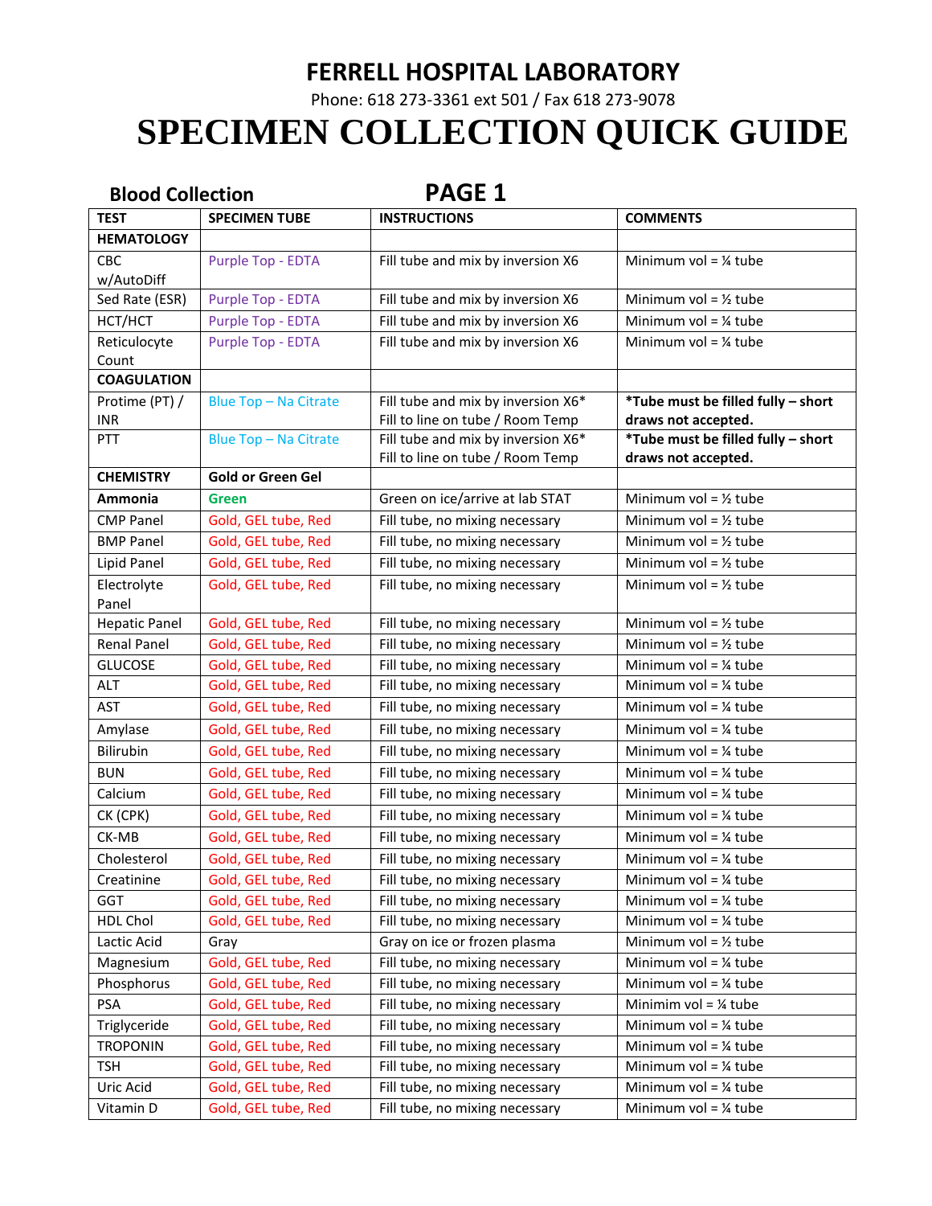# FERRELL HOSPITAL LABORATORY

Phone: 618 273-3361 ext 501 / Fax 618 273-9078

# SPECIMEN COLLECTION QUICK GUIDE

**Blood Collection** **PAGE 1**

| TEST | SPECIMEN TUBE | INSTRUCTIONS | COMMENTS |
|---|---|---|---|
| **HEMATOLOGY** | | | |
| CBC w/AutoDiff | Purple Top - EDTA | Fill tube and mix by inversion X6 | Minimum vol = ¼ tube |
| Sed Rate (ESR) | Purple Top - EDTA | Fill tube and mix by inversion X6 | Minimum vol = ½ tube |
| HCT/HCT | Purple Top - EDTA | Fill tube and mix by inversion X6 | Minimum vol = ¼ tube |
| Reticulocyte Count | Purple Top - EDTA | Fill tube and mix by inversion X6 | Minimum vol = ¼ tube |
| **COAGULATION** | | | |
| Protime (PT) / INR | Blue Top – Na Citrate | Fill tube and mix by inversion X6* Fill to line on tube / Room Temp | ***Tube must be filled fully – short draws not accepted.** |
| PTT | Blue Top – Na Citrate | Fill tube and mix by inversion X6* Fill to line on tube / Room Temp | ***Tube must be filled fully – short draws not accepted.** |
| **CHEMISTRY** | **Gold or Green Gel** | | |
| **Ammonia** | **Green** | Green on ice/arrive at lab STAT | Minimum vol = ½ tube |
| CMP Panel | Gold, GEL tube, Red | Fill tube, no mixing necessary | Minimum vol = ½ tube |
| BMP Panel | Gold, GEL tube, Red | Fill tube, no mixing necessary | Minimum vol = ½ tube |
| Lipid Panel | Gold, GEL tube, Red | Fill tube, no mixing necessary | Minimum vol = ½ tube |
| Electrolyte Panel | Gold, GEL tube, Red | Fill tube, no mixing necessary | Minimum vol = ½ tube |
| Hepatic Panel | Gold, GEL tube, Red | Fill tube, no mixing necessary | Minimum vol = ½ tube |
| Renal Panel | Gold, GEL tube, Red | Fill tube, no mixing necessary | Minimum vol = ½ tube |
| GLUCOSE | Gold, GEL tube, Red | Fill tube, no mixing necessary | Minimum vol = ¼ tube |
| ALT | Gold, GEL tube, Red | Fill tube, no mixing necessary | Minimum vol = ¼ tube |
| AST | Gold, GEL tube, Red | Fill tube, no mixing necessary | Minimum vol = ¼ tube |
| Amylase | Gold, GEL tube, Red | Fill tube, no mixing necessary | Minimum vol = ¼ tube |
| Bilirubin | Gold, GEL tube, Red | Fill tube, no mixing necessary | Minimum vol = ¼ tube |
| BUN | Gold, GEL tube, Red | Fill tube, no mixing necessary | Minimum vol = ¼ tube |
| Calcium | Gold, GEL tube, Red | Fill tube, no mixing necessary | Minimum vol = ¼ tube |
| CK (CPK) | Gold, GEL tube, Red | Fill tube, no mixing necessary | Minimum vol = ¼ tube |
| CK-MB | Gold, GEL tube, Red | Fill tube, no mixing necessary | Minimum vol = ¼ tube |
| Cholesterol | Gold, GEL tube, Red | Fill tube, no mixing necessary | Minimum vol = ¼ tube |
| Creatinine | Gold, GEL tube, Red | Fill tube, no mixing necessary | Minimum vol = ¼ tube |
| GGT | Gold, GEL tube, Red | Fill tube, no mixing necessary | Minimum vol = ¼ tube |
| HDL Chol | Gold, GEL tube, Red | Fill tube, no mixing necessary | Minimum vol = ¼ tube |
| Lactic Acid | Gray | Gray on ice or frozen plasma | Minimum vol = ½ tube |
| Magnesium | Gold, GEL tube, Red | Fill tube, no mixing necessary | Minimum vol = ¼ tube |
| Phosphorus | Gold, GEL tube, Red | Fill tube, no mixing necessary | Minimum vol = ¼ tube |
| PSA | Gold, GEL tube, Red | Fill tube, no mixing necessary | Minimim vol = ¼ tube |
| Triglyceride | Gold, GEL tube, Red | Fill tube, no mixing necessary | Minimum vol = ¼ tube |
| TROPONIN | Gold, GEL tube, Red | Fill tube, no mixing necessary | Minimum vol = ¼ tube |
| TSH | Gold, GEL tube, Red | Fill tube, no mixing necessary | Minimum vol = ¼ tube |
| Uric Acid | Gold, GEL tube, Red | Fill tube, no mixing necessary | Minimum vol = ¼ tube |
| Vitamin D | Gold, GEL tube, Red | Fill tube, no mixing necessary | Minimum vol = ¼ tube |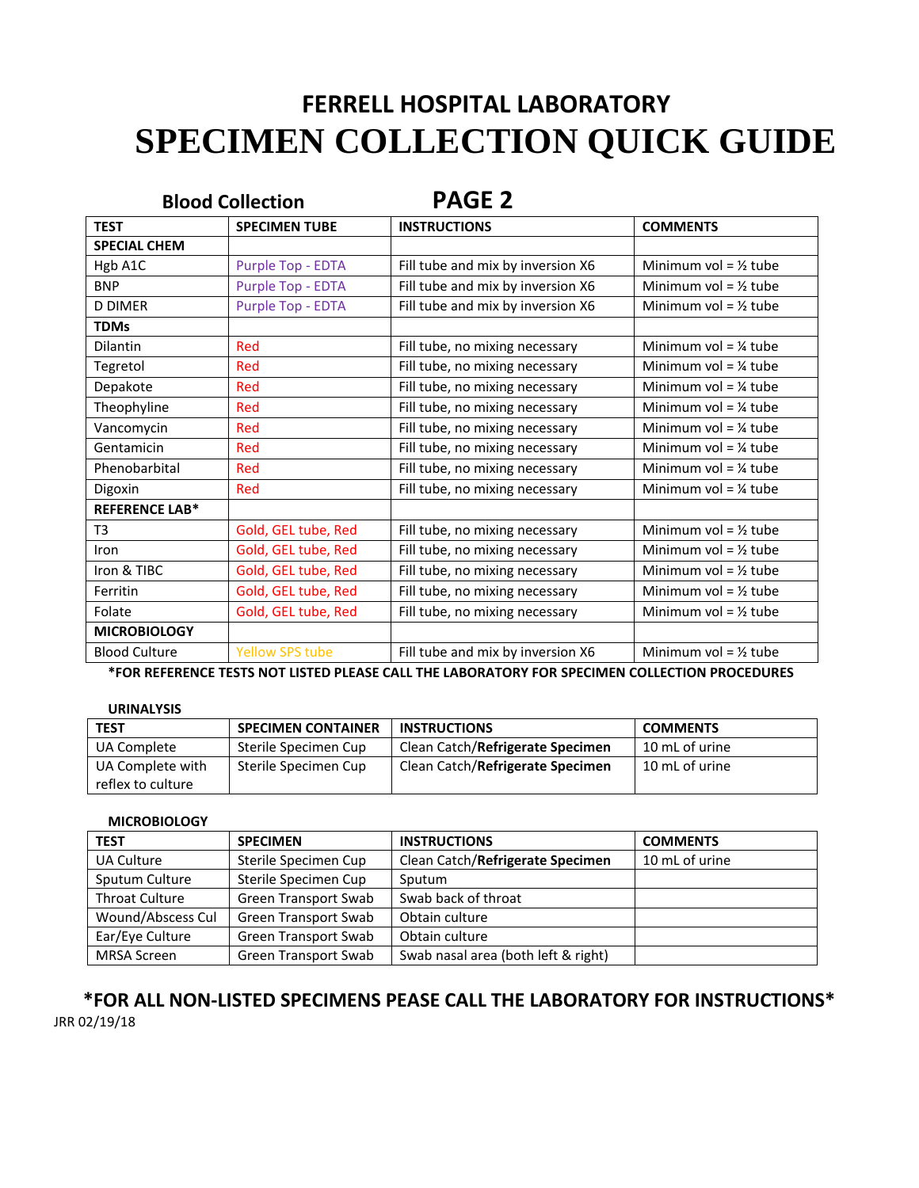# FERRELL HOSPITAL LABORATORY

# SPECIMEN COLLECTION QUICK GUIDE

## Blood Collection PAGE 2

| TEST | SPECIMEN TUBE | INSTRUCTIONS | COMMENTS |
|---|---|---|---|
| **SPECIAL CHEM** | | | |
| Hgb A1C | Purple Top - EDTA | Fill tube and mix by inversion X6 | Minimum vol = ½ tube |
| BNP | Purple Top - EDTA | Fill tube and mix by inversion X6 | Minimum vol = ½ tube |
| D DIMER | Purple Top - EDTA | Fill tube and mix by inversion X6 | Minimum vol = ½ tube |
| **TDMs** | | | |
| Dilantin | Red | Fill tube, no mixing necessary | Minimum vol = ¼ tube |
| Tegretol | Red | Fill tube, no mixing necessary | Minimum vol = ¼ tube |
| Depakote | Red | Fill tube, no mixing necessary | Minimum vol = ¼ tube |
| Theophyline | Red | Fill tube, no mixing necessary | Minimum vol = ¼ tube |
| Vancomycin | Red | Fill tube, no mixing necessary | Minimum vol = ¼ tube |
| Gentamicin | Red | Fill tube, no mixing necessary | Minimum vol = ¼ tube |
| Phenobarbital | Red | Fill tube, no mixing necessary | Minimum vol = ¼ tube |
| Digoxin | Red | Fill tube, no mixing necessary | Minimum vol = ¼ tube |
| **REFERENCE LAB*** | | | |
| T3 | Gold, GEL tube, Red | Fill tube, no mixing necessary | Minimum vol = ½ tube |
| Iron | Gold, GEL tube, Red | Fill tube, no mixing necessary | Minimum vol = ½ tube |
| Iron & TIBC | Gold, GEL tube, Red | Fill tube, no mixing necessary | Minimum vol = ½ tube |
| Ferritin | Gold, GEL tube, Red | Fill tube, no mixing necessary | Minimum vol = ½ tube |
| Folate | Gold, GEL tube, Red | Fill tube, no mixing necessary | Minimum vol = ½ tube |
| **MICROBIOLOGY** | | | |
| Blood Culture | Yellow SPS tube | Fill tube and mix by inversion X6 | Minimum vol = ½ tube |

**\*FOR REFERENCE TESTS NOT LISTED PLEASE CALL THE LABORATORY FOR SPECIMEN COLLECTION PROCEDURES**

### URINALYSIS

| TEST | SPECIMEN CONTAINER | INSTRUCTIONS | COMMENTS |
|---|---|---|---|
| UA Complete | Sterile Specimen Cup | Clean Catch/**Refrigerate Specimen** | 10 mL of urine |
| UA Complete with reflex to culture | Sterile Specimen Cup | Clean Catch/**Refrigerate Specimen** | 10 mL of urine |

### MICROBIOLOGY

| TEST | SPECIMEN | INSTRUCTIONS | COMMENTS |
|---|---|---|---|
| UA Culture | Sterile Specimen Cup | Clean Catch/**Refrigerate Specimen** | 10 mL of urine |
| Sputum Culture | Sterile Specimen Cup | Sputum | |
| Throat Culture | Green Transport Swab | Swab back of throat | |
| Wound/Abscess Cul | Green Transport Swab | Obtain culture | |
| Ear/Eye Culture | Green Transport Swab | Obtain culture | |
| MRSA Screen | Green Transport Swab | Swab nasal area (both left & right) | |

**\*FOR ALL NON-LISTED SPECIMENS PEASE CALL THE LABORATORY FOR INSTRUCTIONS\***

JRR 02/19/18